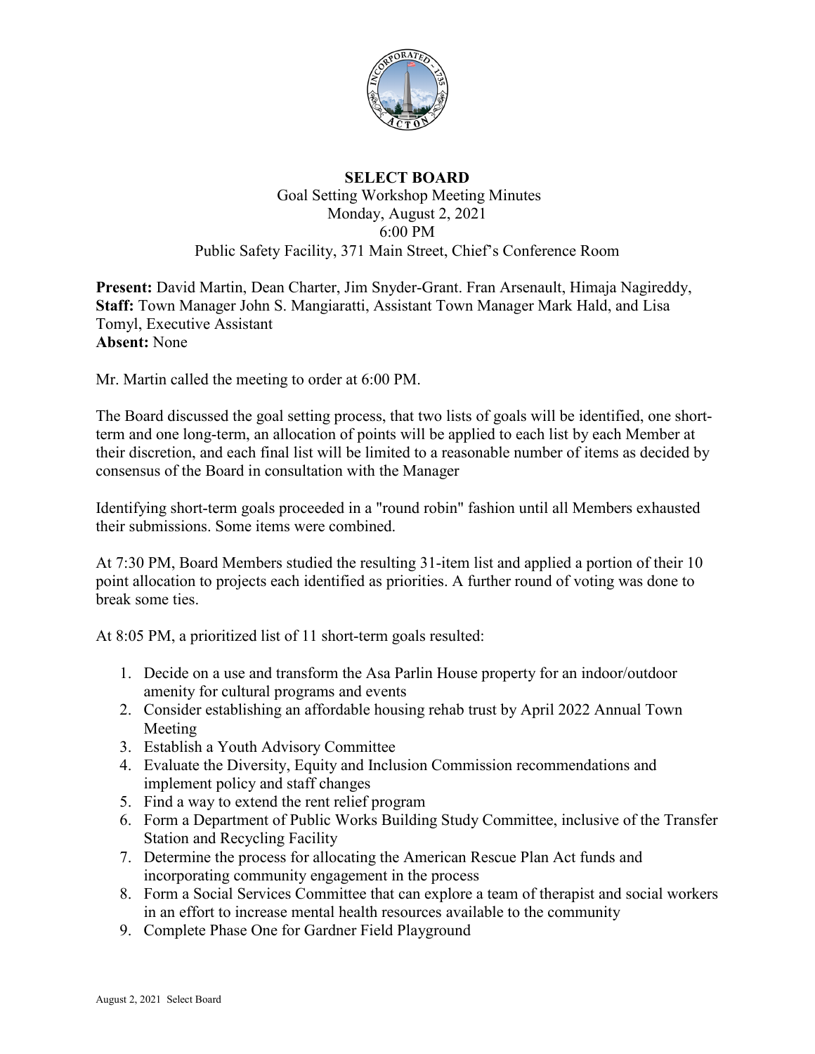**SELECT BOARD**

Goal Setting Workshop Meeting Minutes
Monday, August 2, 2021
6:00 PM
Public Safety Facility, 371 Main Street, Chief's Conference Room

**Present:** David Martin, Dean Charter, Jim Snyder-Grant. Fran Arsenault, Himaja Nagireddy,
**Staff:** Town Manager John S. Mangiaratti, Assistant Town Manager Mark Hald, and Lisa Tomyl, Executive Assistant
**Absent:** None

Mr. Martin called the meeting to order at 6:00 PM.

The Board discussed the goal setting process, that two lists of goals will be identified, one short-term and one long-term, an allocation of points will be applied to each list by each Member at their discretion, and each final list will be limited to a reasonable number of items as decided by consensus of the Board in consultation with the Manager

Identifying short-term goals proceeded in a "round robin" fashion until all Members exhausted their submissions. Some items were combined.

At 7:30 PM, Board Members studied the resulting 31-item list and applied a portion of their 10 point allocation to projects each identified as priorities. A further round of voting was done to break some ties.

At 8:05 PM, a prioritized list of 11 short-term goals resulted:

1. Decide on a use and transform the Asa Parlin House property for an indoor/outdoor amenity for cultural programs and events
2. Consider establishing an affordable housing rehab trust by April 2022 Annual Town Meeting
3. Establish a Youth Advisory Committee
4. Evaluate the Diversity, Equity and Inclusion Commission recommendations and implement policy and staff changes
5. Find a way to extend the rent relief program
6. Form a Department of Public Works Building Study Committee, inclusive of the Transfer Station and Recycling Facility
7. Determine the process for allocating the American Rescue Plan Act funds and incorporating community engagement in the process
8. Form a Social Services Committee that can explore a team of therapist and social workers in an effort to increase mental health resources available to the community
9. Complete Phase One for Gardner Field Playground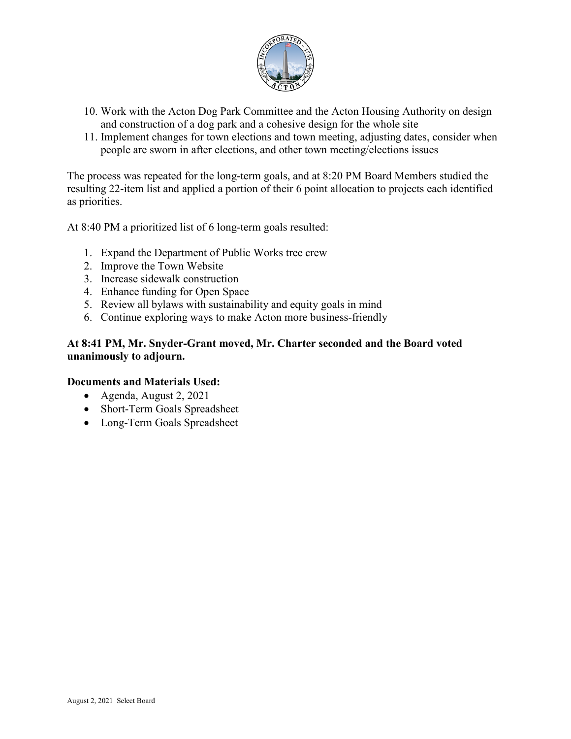10. Work with the Acton Dog Park Committee and the Acton Housing Authority on design and construction of a dog park and a cohesive design for the whole site
11. Implement changes for town elections and town meeting, adjusting dates, consider when people are sworn in after elections, and other town meeting/elections issues

The process was repeated for the long-term goals, and at 8:20 PM Board Members studied the resulting 22-item list and applied a portion of their 6 point allocation to projects each identified as priorities.

At 8:40 PM a prioritized list of 6 long-term goals resulted:

1. Expand the Department of Public Works tree crew
2. Improve the Town Website
3. Increase sidewalk construction
4. Enhance funding for Open Space
5. Review all bylaws with sustainability and equity goals in mind
6. Continue exploring ways to make Acton more business-friendly

**At 8:41 PM, Mr. Snyder-Grant moved, Mr. Charter seconded and the Board voted unanimously to adjourn.**

**Documents and Materials Used:**

- Agenda, August 2, 2021
- Short-Term Goals Spreadsheet
- Long-Term Goals Spreadsheet